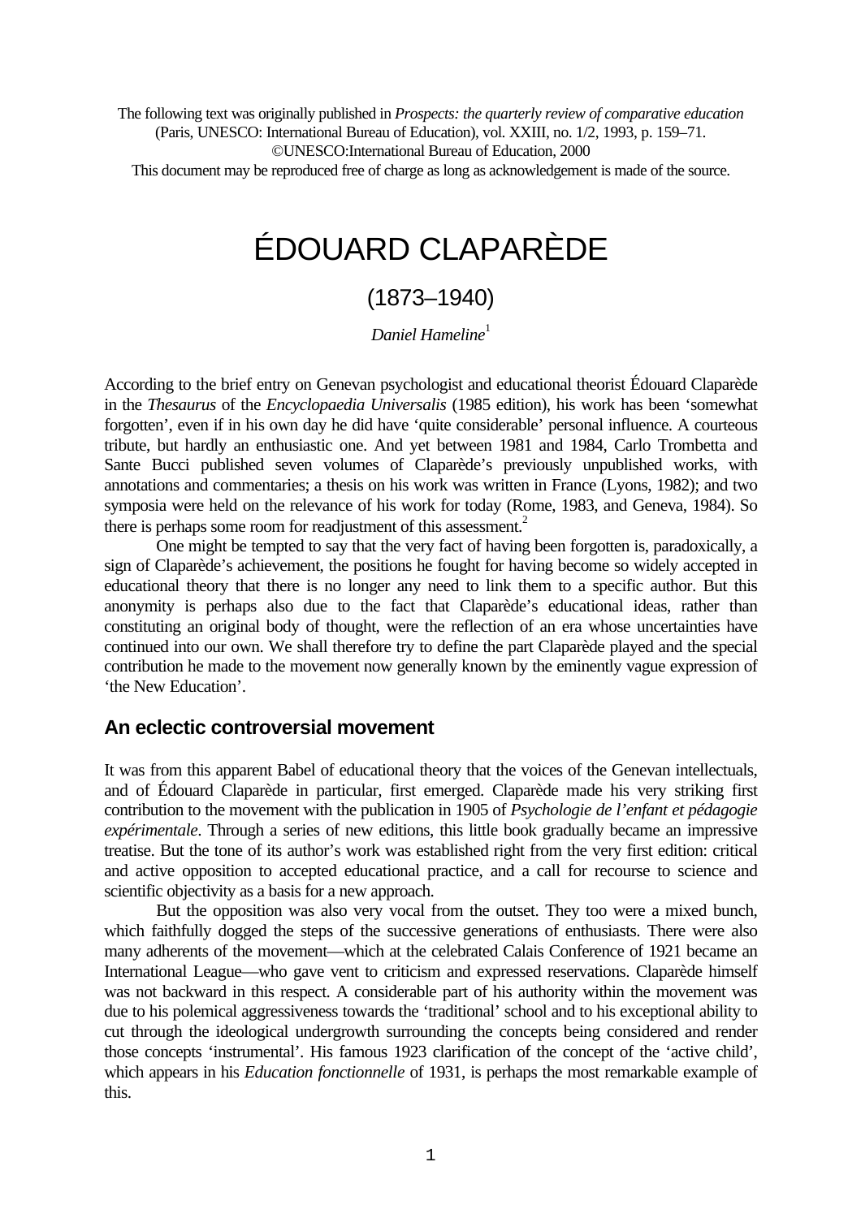The following text was originally published in *Prospects: the quarterly review of comparative education* (Paris, UNESCO: International Bureau of Education), vol. XXIII, no. 1/2, 1993, p. 159–71.
©UNESCO:International Bureau of Education, 2000
This document may be reproduced free of charge as long as acknowledgement is made of the source.

# ÉDOUARD CLAPARÈDE

## (1873–1940)

*Daniel Hameline*[1]

According to the brief entry on Genevan psychologist and educational theorist Édouard Claparède in the *Thesaurus* of the *Encyclopaedia Universalis* (1985 edition), his work has been 'somewhat forgotten', even if in his own day he did have 'quite considerable' personal influence. A courteous tribute, but hardly an enthusiastic one. And yet between 1981 and 1984, Carlo Trombetta and Sante Bucci published seven volumes of Claparède's previously unpublished works, with annotations and commentaries; a thesis on his work was written in France (Lyons, 1982); and two symposia were held on the relevance of his work for today (Rome, 1983, and Geneva, 1984). So there is perhaps some room for readjustment of this assessment.[2]

One might be tempted to say that the very fact of having been forgotten is, paradoxically, a sign of Claparède's achievement, the positions he fought for having become so widely accepted in educational theory that there is no longer any need to link them to a specific author. But this anonymity is perhaps also due to the fact that Claparède's educational ideas, rather than constituting an original body of thought, were the reflection of an era whose uncertainties have continued into our own. We shall therefore try to define the part Claparède played and the special contribution he made to the movement now generally known by the eminently vague expression of 'the New Education'.

### An eclectic controversial movement

It was from this apparent Babel of educational theory that the voices of the Genevan intellectuals, and of Édouard Claparède in particular, first emerged. Claparède made his very striking first contribution to the movement with the publication in 1905 of *Psychologie de l'enfant et pédagogie expérimentale*. Through a series of new editions, this little book gradually became an impressive treatise. But the tone of its author's work was established right from the very first edition: critical and active opposition to accepted educational practice, and a call for recourse to science and scientific objectivity as a basis for a new approach.

But the opposition was also very vocal from the outset. They too were a mixed bunch, which faithfully dogged the steps of the successive generations of enthusiasts. There were also many adherents of the movement—which at the celebrated Calais Conference of 1921 became an International League—who gave vent to criticism and expressed reservations. Claparède himself was not backward in this respect. A considerable part of his authority within the movement was due to his polemical aggressiveness towards the 'traditional' school and to his exceptional ability to cut through the ideological undergrowth surrounding the concepts being considered and render those concepts 'instrumental'. His famous 1923 clarification of the concept of the 'active child', which appears in his *Education fonctionnelle* of 1931, is perhaps the most remarkable example of this.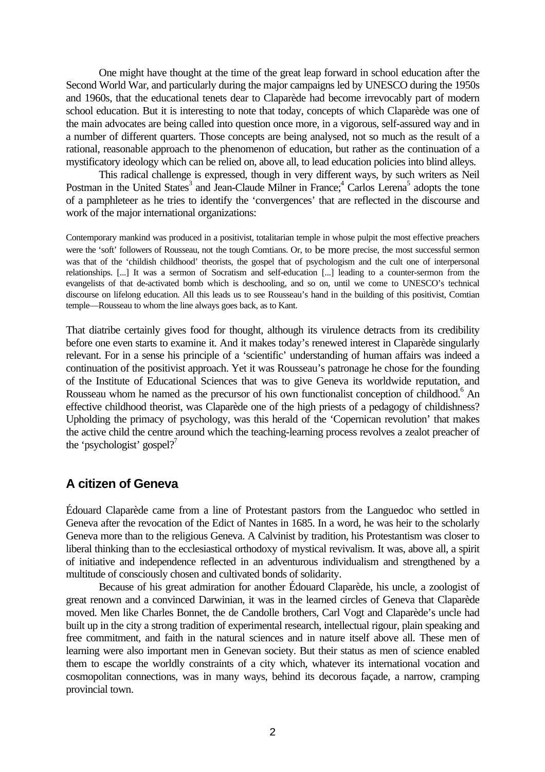One might have thought at the time of the great leap forward in school education after the Second World War, and particularly during the major campaigns led by UNESCO during the 1950s and 1960s, that the educational tenets dear to Claparède had become irrevocably part of modern school education. But it is interesting to note that today, concepts of which Claparède was one of the main advocates are being called into question once more, in a vigorous, self-assured way and in a number of different quarters. Those concepts are being analysed, not so much as the result of a rational, reasonable approach to the phenomenon of education, but rather as the continuation of a mystificatory ideology which can be relied on, above all, to lead education policies into blind alleys.

This radical challenge is expressed, though in very different ways, by such writers as Neil Postman in the United States[3] and Jean-Claude Milner in France;[4] Carlos Lerena[5] adopts the tone of a pamphleteer as he tries to identify the 'convergences' that are reflected in the discourse and work of the major international organizations:

> Contemporary mankind was produced in a positivist, totalitarian temple in whose pulpit the most effective preachers were the 'soft' followers of Rousseau, not the tough Comtians. Or, to be more precise, the most successful sermon was that of the 'childish childhood' theorists, the gospel that of psychologism and the cult one of interpersonal relationships. [...] It was a sermon of Socratism and self-education [...] leading to a counter-sermon from the evangelists of that de-activated bomb which is deschooling, and so on, until we come to UNESCO's technical discourse on lifelong education. All this leads us to see Rousseau's hand in the building of this positivist, Comtian temple—Rousseau to whom the line always goes back, as to Kant.

That diatribe certainly gives food for thought, although its virulence detracts from its credibility before one even starts to examine it. And it makes today's renewed interest in Claparède singularly relevant. For in a sense his principle of a 'scientific' understanding of human affairs was indeed a continuation of the positivist approach. Yet it was Rousseau's patronage he chose for the founding of the Institute of Educational Sciences that was to give Geneva its worldwide reputation, and Rousseau whom he named as the precursor of his own functionalist conception of childhood.[6] An effective childhood theorist, was Claparède one of the high priests of a pedagogy of childishness? Upholding the primacy of psychology, was this herald of the 'Copernican revolution' that makes the active child the centre around which the teaching-learning process revolves a zealot preacher of the 'psychologist' gospel?[7]

## A citizen of Geneva

Édouard Claparède came from a line of Protestant pastors from the Languedoc who settled in Geneva after the revocation of the Edict of Nantes in 1685. In a word, he was heir to the scholarly Geneva more than to the religious Geneva. A Calvinist by tradition, his Protestantism was closer to liberal thinking than to the ecclesiastical orthodoxy of mystical revivalism. It was, above all, a spirit of initiative and independence reflected in an adventurous individualism and strengthened by a multitude of consciously chosen and cultivated bonds of solidarity.

Because of his great admiration for another Édouard Claparède, his uncle, a zoologist of great renown and a convinced Darwinian, it was in the learned circles of Geneva that Claparède moved. Men like Charles Bonnet, the de Candolle brothers, Carl Vogt and Claparède's uncle had built up in the city a strong tradition of experimental research, intellectual rigour, plain speaking and free commitment, and faith in the natural sciences and in nature itself above all. These men of learning were also important men in Genevan society. But their status as men of science enabled them to escape the worldly constraints of a city which, whatever its international vocation and cosmopolitan connections, was in many ways, behind its decorous façade, a narrow, cramping provincial town.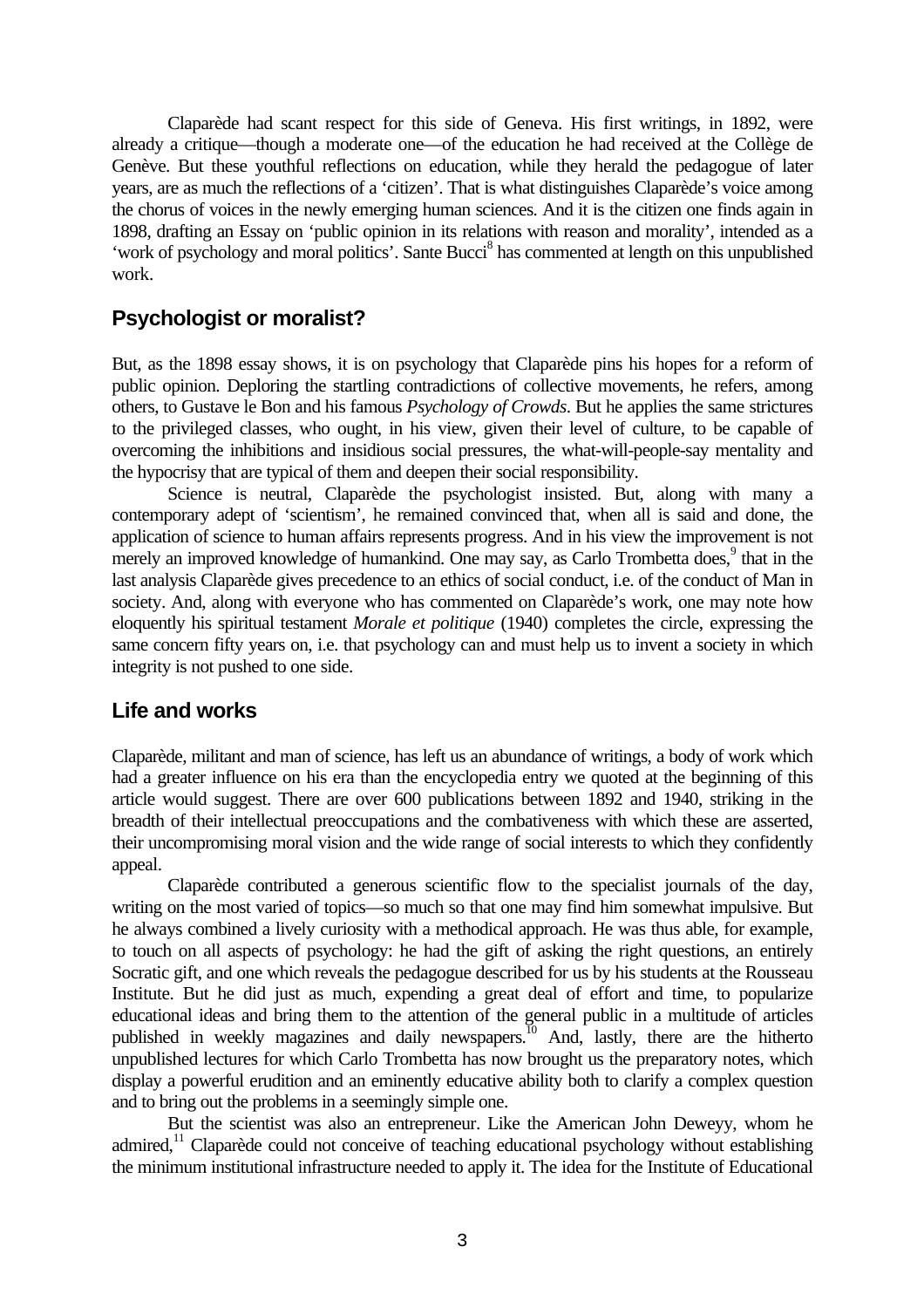Claparède had scant respect for this side of Geneva. His first writings, in 1892, were already a critique—though a moderate one—of the education he had received at the Collège de Genève. But these youthful reflections on education, while they herald the pedagogue of later years, are as much the reflections of a 'citizen'. That is what distinguishes Claparède's voice among the chorus of voices in the newly emerging human sciences. And it is the citizen one finds again in 1898, drafting an Essay on 'public opinion in its relations with reason and morality', intended as a 'work of psychology and moral politics'. Sante Bucci[8] has commented at length on this unpublished work.

## Psychologist or moralist?

But, as the 1898 essay shows, it is on psychology that Claparède pins his hopes for a reform of public opinion. Deploring the startling contradictions of collective movements, he refers, among others, to Gustave le Bon and his famous *Psychology of Crowds*. But he applies the same strictures to the privileged classes, who ought, in his view, given their level of culture, to be capable of overcoming the inhibitions and insidious social pressures, the what-will-people-say mentality and the hypocrisy that are typical of them and deepen their social responsibility.

Science is neutral, Claparède the psychologist insisted. But, along with many a contemporary adept of 'scientism', he remained convinced that, when all is said and done, the application of science to human affairs represents progress. And in his view the improvement is not merely an improved knowledge of humankind. One may say, as Carlo Trombetta does,[9] that in the last analysis Claparède gives precedence to an ethics of social conduct, i.e. of the conduct of Man in society. And, along with everyone who has commented on Claparède's work, one may note how eloquently his spiritual testament *Morale et politique* (1940) completes the circle, expressing the same concern fifty years on, i.e. that psychology can and must help us to invent a society in which integrity is not pushed to one side.

## Life and works

Claparède, militant and man of science, has left us an abundance of writings, a body of work which had a greater influence on his era than the encyclopedia entry we quoted at the beginning of this article would suggest. There are over 600 publications between 1892 and 1940, striking in the breadth of their intellectual preoccupations and the combativeness with which these are asserted, their uncompromising moral vision and the wide range of social interests to which they confidently appeal.

Claparède contributed a generous scientific flow to the specialist journals of the day, writing on the most varied of topics—so much so that one may find him somewhat impulsive. But he always combined a lively curiosity with a methodical approach. He was thus able, for example, to touch on all aspects of psychology: he had the gift of asking the right questions, an entirely Socratic gift, and one which reveals the pedagogue described for us by his students at the Rousseau Institute. But he did just as much, expending a great deal of effort and time, to popularize educational ideas and bring them to the attention of the general public in a multitude of articles published in weekly magazines and daily newspapers.[10] And, lastly, there are the hitherto unpublished lectures for which Carlo Trombetta has now brought us the preparatory notes, which display a powerful erudition and an eminently educative ability both to clarify a complex question and to bring out the problems in a seemingly simple one.

But the scientist was also an entrepreneur. Like the American John Deweyy, whom he admired,[11] Claparède could not conceive of teaching educational psychology without establishing the minimum institutional infrastructure needed to apply it. The idea for the Institute of Educational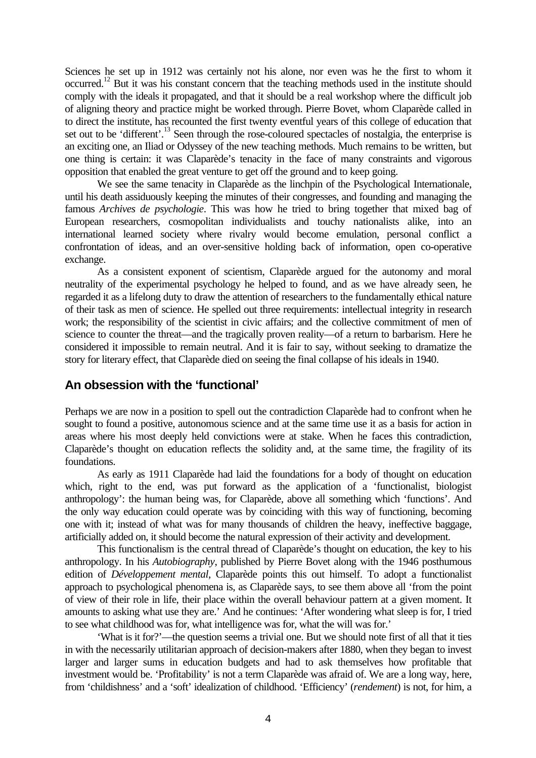Sciences he set up in 1912 was certainly not his alone, nor even was he the first to whom it occurred.[12] But it was his constant concern that the teaching methods used in the institute should comply with the ideals it propagated, and that it should be a real workshop where the difficult job of aligning theory and practice might be worked through. Pierre Bovet, whom Claparède called in to direct the institute, has recounted the first twenty eventful years of this college of education that set out to be 'different'.[13] Seen through the rose-coloured spectacles of nostalgia, the enterprise is an exciting one, an Iliad or Odyssey of the new teaching methods. Much remains to be written, but one thing is certain: it was Claparède's tenacity in the face of many constraints and vigorous opposition that enabled the great venture to get off the ground and to keep going.

We see the same tenacity in Claparède as the linchpin of the Psychological Internationale, until his death assiduously keeping the minutes of their congresses, and founding and managing the famous *Archives de psychologie*. This was how he tried to bring together that mixed bag of European researchers, cosmopolitan individualists and touchy nationalists alike, into an international learned society where rivalry would become emulation, personal conflict a confrontation of ideas, and an over-sensitive holding back of information, open co-operative exchange.

As a consistent exponent of scientism, Claparède argued for the autonomy and moral neutrality of the experimental psychology he helped to found, and as we have already seen, he regarded it as a lifelong duty to draw the attention of researchers to the fundamentally ethical nature of their task as men of science. He spelled out three requirements: intellectual integrity in research work; the responsibility of the scientist in civic affairs; and the collective commitment of men of science to counter the threat—and the tragically proven reality—of a return to barbarism. Here he considered it impossible to remain neutral. And it is fair to say, without seeking to dramatize the story for literary effect, that Claparède died on seeing the final collapse of his ideals in 1940.

## An obsession with the 'functional'

Perhaps we are now in a position to spell out the contradiction Claparède had to confront when he sought to found a positive, autonomous science and at the same time use it as a basis for action in areas where his most deeply held convictions were at stake. When he faces this contradiction, Claparède's thought on education reflects the solidity and, at the same time, the fragility of its foundations.

As early as 1911 Claparède had laid the foundations for a body of thought on education which, right to the end, was put forward as the application of a 'functionalist, biologist anthropology': the human being was, for Claparède, above all something which 'functions'. And the only way education could operate was by coinciding with this way of functioning, becoming one with it; instead of what was for many thousands of children the heavy, ineffective baggage, artificially added on, it should become the natural expression of their activity and development.

This functionalism is the central thread of Claparède's thought on education, the key to his anthropology. In his *Autobiography*, published by Pierre Bovet along with the 1946 posthumous edition of *Développement mental*, Claparède points this out himself. To adopt a functionalist approach to psychological phenomena is, as Claparède says, to see them above all 'from the point of view of their role in life, their place within the overall behaviour pattern at a given moment. It amounts to asking what use they are.' And he continues: 'After wondering what sleep is for, I tried to see what childhood was for, what intelligence was for, what the will was for.'

'What is it for?'—the question seems a trivial one. But we should note first of all that it ties in with the necessarily utilitarian approach of decision-makers after 1880, when they began to invest larger and larger sums in education budgets and had to ask themselves how profitable that investment would be. 'Profitability' is not a term Claparède was afraid of. We are a long way, here, from 'childishness' and a 'soft' idealization of childhood. 'Efficiency' (*rendement*) is not, for him, a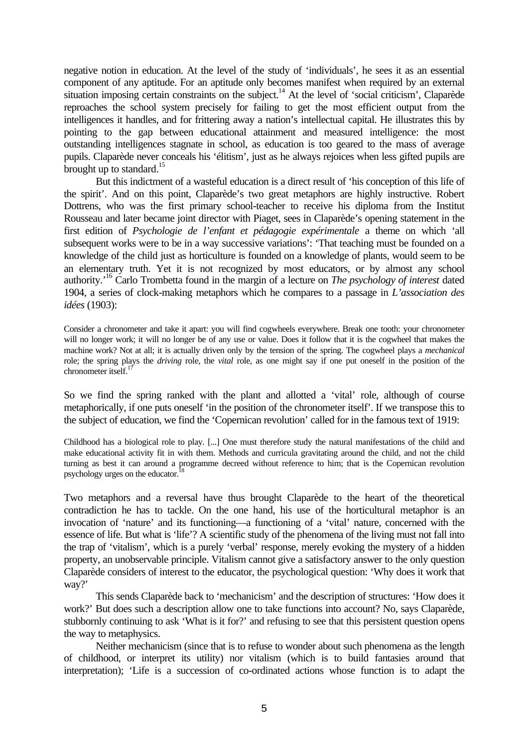negative notion in education. At the level of the study of 'individuals', he sees it as an essential component of any aptitude. For an aptitude only becomes manifest when required by an external situation imposing certain constraints on the subject.[14] At the level of 'social criticism', Claparède reproaches the school system precisely for failing to get the most efficient output from the intelligences it handles, and for frittering away a nation's intellectual capital. He illustrates this by pointing to the gap between educational attainment and measured intelligence: the most outstanding intelligences stagnate in school, as education is too geared to the mass of average pupils. Claparède never conceals his 'élitism', just as he always rejoices when less gifted pupils are brought up to standard.[15]

But this indictment of a wasteful education is a direct result of 'his conception of this life of the spirit'. And on this point, Claparède's two great metaphors are highly instructive. Robert Dottrens, who was the first primary school-teacher to receive his diploma from the Institut Rousseau and later became joint director with Piaget, sees in Claparède's opening statement in the first edition of *Psychologie de l'enfant et pédagogie expérimentale* a theme on which 'all subsequent works were to be in a way successive variations': 'That teaching must be founded on a knowledge of the child just as horticulture is founded on a knowledge of plants, would seem to be an elementary truth. Yet it is not recognized by most educators, or by almost any school authority.'[16] Carlo Trombetta found in the margin of a lecture on *The psychology of interest* dated 1904, a series of clock-making metaphors which he compares to a passage in *L'association des idées* (1903):

> Consider a chronometer and take it apart: you will find cogwheels everywhere. Break one tooth: your chronometer will no longer work; it will no longer be of any use or value. Does it follow that it is the cogwheel that makes the machine work? Not at all; it is actually driven only by the tension of the spring. The cogwheel plays a *mechanical* role; the spring plays the *driving* role, the *vital* role, as one might say if one put oneself in the position of the chronometer itself.[17]

So we find the spring ranked with the plant and allotted a 'vital' role, although of course metaphorically, if one puts oneself 'in the position of the chronometer itself'. If we transpose this to the subject of education, we find the 'Copernican revolution' called for in the famous text of 1919:

> Childhood has a biological role to play. [...] One must therefore study the natural manifestations of the child and make educational activity fit in with them. Methods and curricula gravitating around the child, and not the child turning as best it can around a programme decreed without reference to him; that is the Copernican revolution psychology urges on the educator.[18]

Two metaphors and a reversal have thus brought Claparède to the heart of the theoretical contradiction he has to tackle. On the one hand, his use of the horticultural metaphor is an invocation of 'nature' and its functioning—a functioning of a 'vital' nature, concerned with the essence of life. But what is 'life'? A scientific study of the phenomena of the living must not fall into the trap of 'vitalism', which is a purely 'verbal' response, merely evoking the mystery of a hidden property, an unobservable principle. Vitalism cannot give a satisfactory answer to the only question Claparède considers of interest to the educator, the psychological question: 'Why does it work that way?'

This sends Claparède back to 'mechanicism' and the description of structures: 'How does it work?' But does such a description allow one to take functions into account? No, says Claparède, stubbornly continuing to ask 'What is it for?' and refusing to see that this persistent question opens the way to metaphysics.

Neither mechanicism (since that is to refuse to wonder about such phenomena as the length of childhood, or interpret its utility) nor vitalism (which is to build fantasies around that interpretation); 'Life is a succession of co-ordinated actions whose function is to adapt the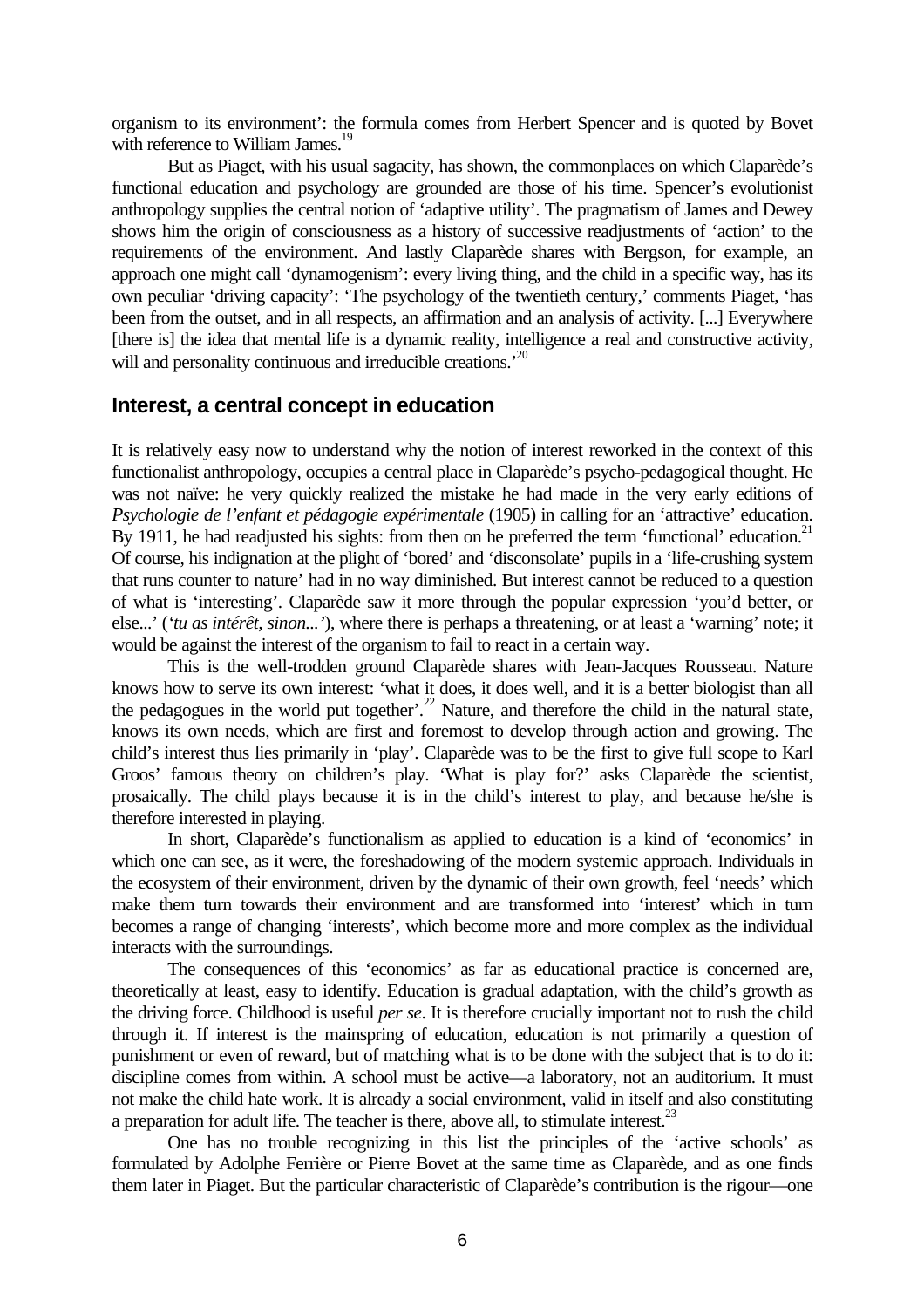organism to its environment': the formula comes from Herbert Spencer and is quoted by Bovet with reference to William James.[19]

But as Piaget, with his usual sagacity, has shown, the commonplaces on which Claparède's functional education and psychology are grounded are those of his time. Spencer's evolutionist anthropology supplies the central notion of 'adaptive utility'. The pragmatism of James and Dewey shows him the origin of consciousness as a history of successive readjustments of 'action' to the requirements of the environment. And lastly Claparède shares with Bergson, for example, an approach one might call 'dynamogenism': every living thing, and the child in a specific way, has its own peculiar 'driving capacity': 'The psychology of the twentieth century,' comments Piaget, 'has been from the outset, and in all respects, an affirmation and an analysis of activity. [...] Everywhere [there is] the idea that mental life is a dynamic reality, intelligence a real and constructive activity, will and personality continuous and irreducible creations.'[20]

## Interest, a central concept in education

It is relatively easy now to understand why the notion of interest reworked in the context of this functionalist anthropology, occupies a central place in Claparède's psycho-pedagogical thought. He was not naïve: he very quickly realized the mistake he had made in the very early editions of *Psychologie de l'enfant et pédagogie expérimentale* (1905) in calling for an 'attractive' education. By 1911, he had readjusted his sights: from then on he preferred the term 'functional' education.[21] Of course, his indignation at the plight of 'bored' and 'disconsolate' pupils in a 'life-crushing system that runs counter to nature' had in no way diminished. But interest cannot be reduced to a question of what is 'interesting'. Claparède saw it more through the popular expression 'you'd better, or else...' (*'tu as intérêt, sinon...'*), where there is perhaps a threatening, or at least a 'warning' note; it would be against the interest of the organism to fail to react in a certain way.

This is the well-trodden ground Claparède shares with Jean-Jacques Rousseau. Nature knows how to serve its own interest: 'what it does, it does well, and it is a better biologist than all the pedagogues in the world put together'.[22] Nature, and therefore the child in the natural state, knows its own needs, which are first and foremost to develop through action and growing. The child's interest thus lies primarily in 'play'. Claparède was to be the first to give full scope to Karl Groos' famous theory on children's play. 'What is play for?' asks Claparède the scientist, prosaically. The child plays because it is in the child's interest to play, and because he/she is therefore interested in playing.

In short, Claparède's functionalism as applied to education is a kind of 'economics' in which one can see, as it were, the foreshadowing of the modern systemic approach. Individuals in the ecosystem of their environment, driven by the dynamic of their own growth, feel 'needs' which make them turn towards their environment and are transformed into 'interest' which in turn becomes a range of changing 'interests', which become more and more complex as the individual interacts with the surroundings.

The consequences of this 'economics' as far as educational practice is concerned are, theoretically at least, easy to identify. Education is gradual adaptation, with the child's growth as the driving force. Childhood is useful *per se*. It is therefore crucially important not to rush the child through it. If interest is the mainspring of education, education is not primarily a question of punishment or even of reward, but of matching what is to be done with the subject that is to do it: discipline comes from within. A school must be active—a laboratory, not an auditorium. It must not make the child hate work. It is already a social environment, valid in itself and also constituting a preparation for adult life. The teacher is there, above all, to stimulate interest.[23]

One has no trouble recognizing in this list the principles of the 'active schools' as formulated by Adolphe Ferrière or Pierre Bovet at the same time as Claparède, and as one finds them later in Piaget. But the particular characteristic of Claparède's contribution is the rigour—one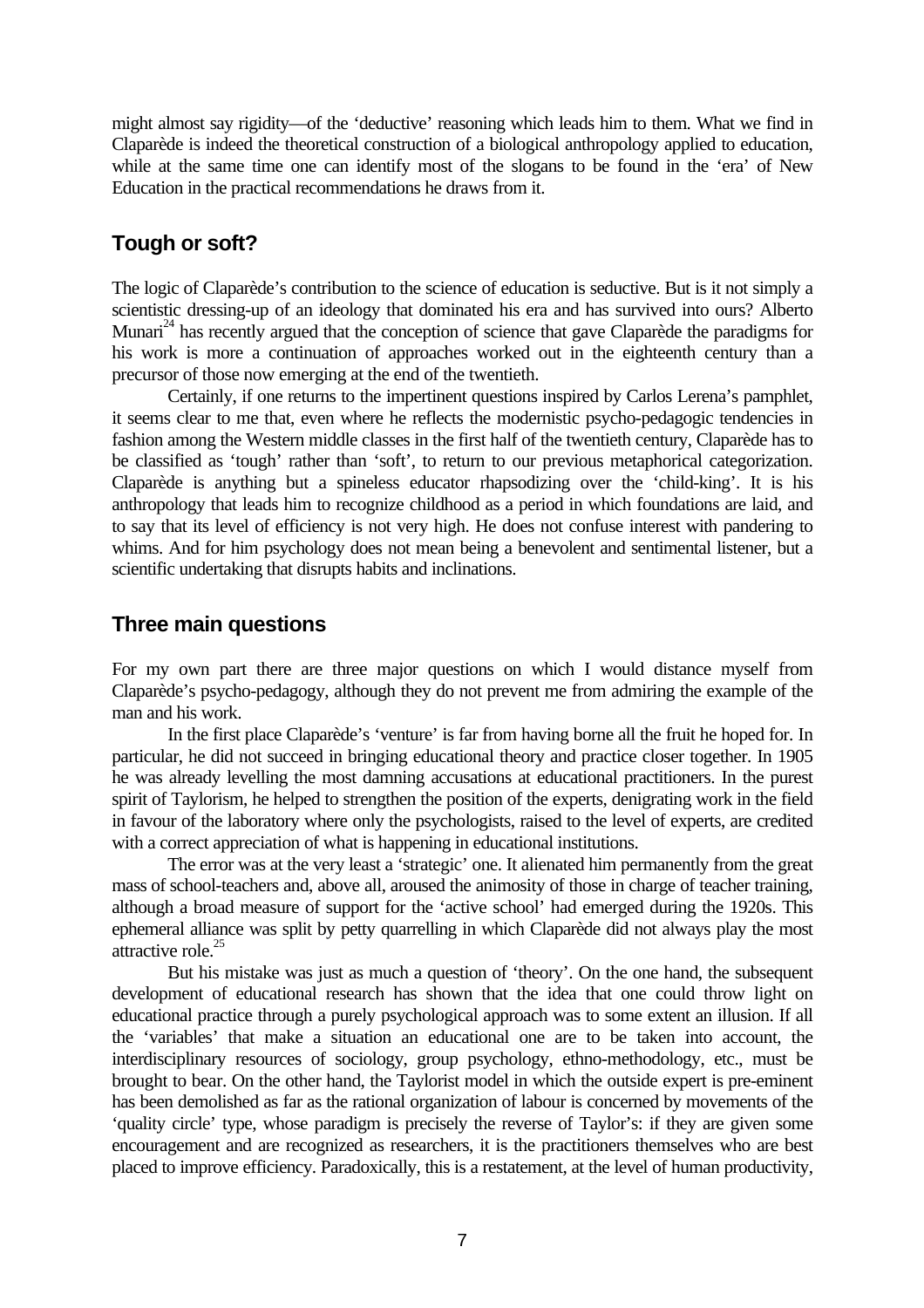might almost say rigidity—of the 'deductive' reasoning which leads him to them. What we find in Claparède is indeed the theoretical construction of a biological anthropology applied to education, while at the same time one can identify most of the slogans to be found in the 'era' of New Education in the practical recommendations he draws from it.

## Tough or soft?

The logic of Claparède's contribution to the science of education is seductive. But is it not simply a scientistic dressing-up of an ideology that dominated his era and has survived into ours? Alberto Munari[24] has recently argued that the conception of science that gave Claparède the paradigms for his work is more a continuation of approaches worked out in the eighteenth century than a precursor of those now emerging at the end of the twentieth.

Certainly, if one returns to the impertinent questions inspired by Carlos Lerena's pamphlet, it seems clear to me that, even where he reflects the modernistic psycho-pedagogic tendencies in fashion among the Western middle classes in the first half of the twentieth century, Claparède has to be classified as 'tough' rather than 'soft', to return to our previous metaphorical categorization. Claparède is anything but a spineless educator rhapsodizing over the 'child-king'. It is his anthropology that leads him to recognize childhood as a period in which foundations are laid, and to say that its level of efficiency is not very high. He does not confuse interest with pandering to whims. And for him psychology does not mean being a benevolent and sentimental listener, but a scientific undertaking that disrupts habits and inclinations.

## Three main questions

For my own part there are three major questions on which I would distance myself from Claparède's psycho-pedagogy, although they do not prevent me from admiring the example of the man and his work.

In the first place Claparède's 'venture' is far from having borne all the fruit he hoped for. In particular, he did not succeed in bringing educational theory and practice closer together. In 1905 he was already levelling the most damning accusations at educational practitioners. In the purest spirit of Taylorism, he helped to strengthen the position of the experts, denigrating work in the field in favour of the laboratory where only the psychologists, raised to the level of experts, are credited with a correct appreciation of what is happening in educational institutions.

The error was at the very least a 'strategic' one. It alienated him permanently from the great mass of school-teachers and, above all, aroused the animosity of those in charge of teacher training, although a broad measure of support for the 'active school' had emerged during the 1920s. This ephemeral alliance was split by petty quarrelling in which Claparède did not always play the most attractive role.[25]

But his mistake was just as much a question of 'theory'. On the one hand, the subsequent development of educational research has shown that the idea that one could throw light on educational practice through a purely psychological approach was to some extent an illusion. If all the 'variables' that make a situation an educational one are to be taken into account, the interdisciplinary resources of sociology, group psychology, ethno-methodology, etc., must be brought to bear. On the other hand, the Taylorist model in which the outside expert is pre-eminent has been demolished as far as the rational organization of labour is concerned by movements of the 'quality circle' type, whose paradigm is precisely the reverse of Taylor's: if they are given some encouragement and are recognized as researchers, it is the practitioners themselves who are best placed to improve efficiency. Paradoxically, this is a restatement, at the level of human productivity,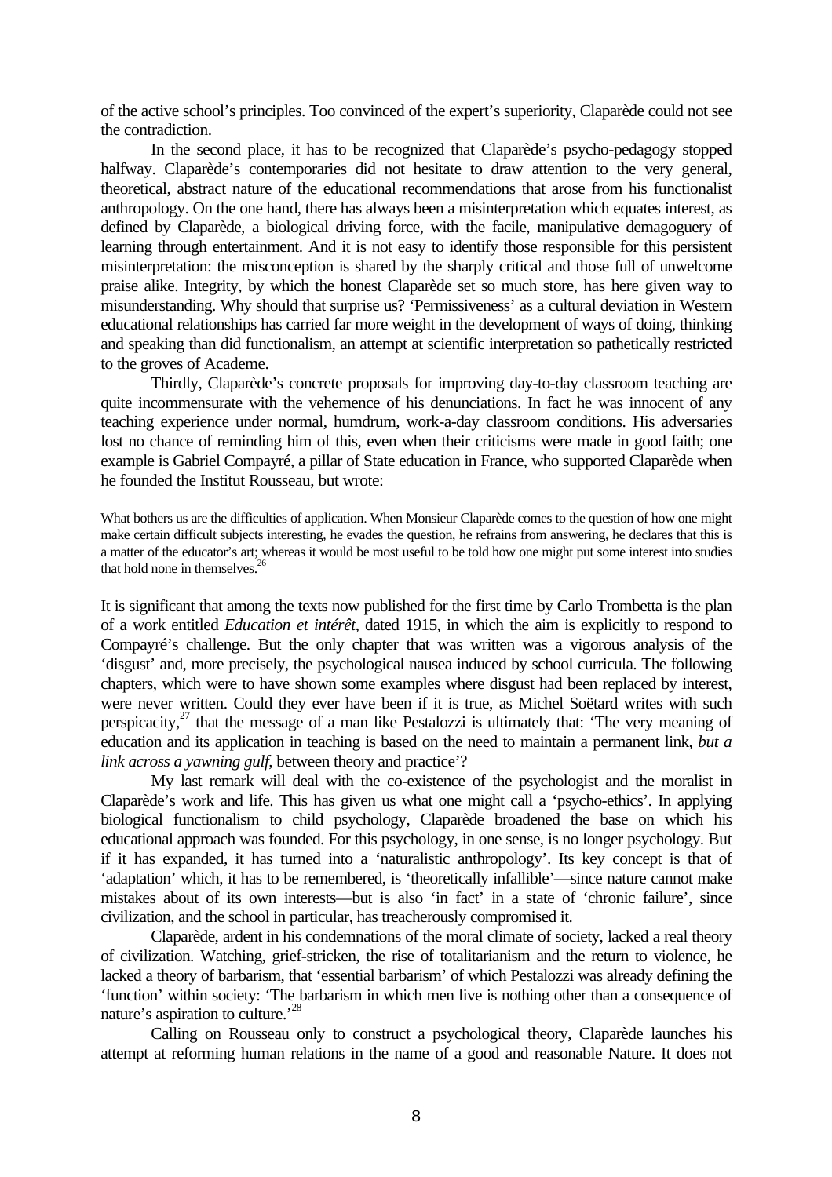of the active school's principles. Too convinced of the expert's superiority, Claparède could not see the contradiction.

In the second place, it has to be recognized that Claparède's psycho-pedagogy stopped halfway. Claparède's contemporaries did not hesitate to draw attention to the very general, theoretical, abstract nature of the educational recommendations that arose from his functionalist anthropology. On the one hand, there has always been a misinterpretation which equates interest, as defined by Claparède, a biological driving force, with the facile, manipulative demagoguery of learning through entertainment. And it is not easy to identify those responsible for this persistent misinterpretation: the misconception is shared by the sharply critical and those full of unwelcome praise alike. Integrity, by which the honest Claparède set so much store, has here given way to misunderstanding. Why should that surprise us? 'Permissiveness' as a cultural deviation in Western educational relationships has carried far more weight in the development of ways of doing, thinking and speaking than did functionalism, an attempt at scientific interpretation so pathetically restricted to the groves of Academe.

Thirdly, Claparède's concrete proposals for improving day-to-day classroom teaching are quite incommensurate with the vehemence of his denunciations. In fact he was innocent of any teaching experience under normal, humdrum, work-a-day classroom conditions. His adversaries lost no chance of reminding him of this, even when their criticisms were made in good faith; one example is Gabriel Compayré, a pillar of State education in France, who supported Claparède when he founded the Institut Rousseau, but wrote:

> What bothers us are the difficulties of application. When Monsieur Claparède comes to the question of how one might make certain difficult subjects interesting, he evades the question, he refrains from answering, he declares that this is a matter of the educator's art; whereas it would be most useful to be told how one might put some interest into studies that hold none in themselves.[26]

It is significant that among the texts now published for the first time by Carlo Trombetta is the plan of a work entitled *Education et intérêt*, dated 1915, in which the aim is explicitly to respond to Compayré's challenge. But the only chapter that was written was a vigorous analysis of the 'disgust' and, more precisely, the psychological nausea induced by school curricula. The following chapters, which were to have shown some examples where disgust had been replaced by interest, were never written. Could they ever have been if it is true, as Michel Soëtard writes with such perspicacity,[27] that the message of a man like Pestalozzi is ultimately that: 'The very meaning of education and its application in teaching is based on the need to maintain a permanent link, *but a link across a yawning gulf*, between theory and practice'?

My last remark will deal with the co-existence of the psychologist and the moralist in Claparède's work and life. This has given us what one might call a 'psycho-ethics'. In applying biological functionalism to child psychology, Claparède broadened the base on which his educational approach was founded. For this psychology, in one sense, is no longer psychology. But if it has expanded, it has turned into a 'naturalistic anthropology'. Its key concept is that of 'adaptation' which, it has to be remembered, is 'theoretically infallible'—since nature cannot make mistakes about of its own interests—but is also 'in fact' in a state of 'chronic failure', since civilization, and the school in particular, has treacherously compromised it.

Claparède, ardent in his condemnations of the moral climate of society, lacked a real theory of civilization. Watching, grief-stricken, the rise of totalitarianism and the return to violence, he lacked a theory of barbarism, that 'essential barbarism' of which Pestalozzi was already defining the 'function' within society: 'The barbarism in which men live is nothing other than a consequence of nature's aspiration to culture.'[28]

Calling on Rousseau only to construct a psychological theory, Claparède launches his attempt at reforming human relations in the name of a good and reasonable Nature. It does not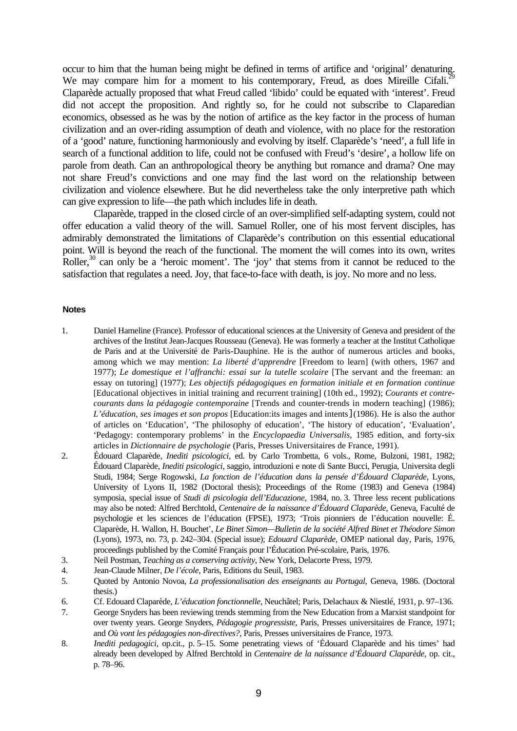occur to him that the human being might be defined in terms of artifice and 'original' denaturing. We may compare him for a moment to his contemporary, Freud, as does Mireille Cifali.[29] Claparède actually proposed that what Freud called 'libido' could be equated with 'interest'. Freud did not accept the proposition. And rightly so, for he could not subscribe to Claparedian economics, obsessed as he was by the notion of artifice as the key factor in the process of human civilization and an over-riding assumption of death and violence, with no place for the restoration of a 'good' nature, functioning harmoniously and evolving by itself. Claparède's 'need', a full life in search of a functional addition to life, could not be confused with Freud's 'desire', a hollow life on parole from death. Can an anthropological theory be anything but romance and drama? One may not share Freud's convictions and one may find the last word on the relationship between civilization and violence elsewhere. But he did nevertheless take the only interpretive path which can give expression to life—the path which includes life in death.

Claparède, trapped in the closed circle of an over-simplified self-adapting system, could not offer education a valid theory of the will. Samuel Roller, one of his most fervent disciples, has admirably demonstrated the limitations of Claparède's contribution on this essential educational point. Will is beyond the reach of the functional. The moment the will comes into its own, writes Roller,[30] can only be a 'heroic moment'. The 'joy' that stems from it cannot be reduced to the satisfaction that regulates a need. Joy, that face-to-face with death, is joy. No more and no less.

## Notes

1. Daniel Hameline (France). Professor of educational sciences at the University of Geneva and president of the archives of the Institut Jean-Jacques Rousseau (Geneva). He was formerly a teacher at the Institut Catholique de Paris and at the Université de Paris-Dauphine. He is the author of numerous articles and books, among which we may mention: *La liberté d'apprendre* [Freedom to learn] (with others, 1967 and 1977); *Le domestique et l'affranchi: essai sur la tutelle scolaire* [The servant and the freeman: an essay on tutoring] (1977); *Les objectifs pédagogiques en formation initiale et en formation continue* [Educational objectives in initial training and recurrent training] (10th ed., 1992); *Courants et contre-courants dans la pédagogie contemporaine* [Trends and counter-trends in modern teaching] (1986); *L'éducation, ses images et son propos* [Education:its images and intents] (1986). He is also the author of articles on 'Education', 'The philosophy of education', 'The history of education', 'Evaluation', 'Pedagogy: contemporary problems' in the *Encyclopaedia Universalis*, 1985 edition, and forty-six articles in *Dictionnaire de psychologie* (Paris, Presses Universitaires de France, 1991).
2. Édouard Claparède, *Inediti psicologici*, ed. by Carlo Trombetta, 6 vols., Rome, Bulzoni, 1981, 1982; Édouard Claparède, *Inediti psicologici*, saggio, introduzioni e note di Sante Bucci, Perugia, Universita degli Studi, 1984; Serge Rogowski, *La fonction de l'éducation dans la pensée d'Édouard Claparède*, Lyons, University of Lyons II, 1982 (Doctoral thesis); Proceedings of the Rome (1983) and Geneva (1984) symposia, special issue of *Studi di psicologia dell'Educazione*, 1984, no. 3. Three less recent publications may also be noted: Alfred Berchtold, *Centenaire de la naissance d'Édouard Claparède*, Geneva, Faculté de psychologie et les sciences de l'éducation (FPSE), 1973; 'Trois pionniers de l'éducation nouvelle: É. Claparède, H. Wallon, H. Bouchet', *Le Binet Simon—Bulletin de la société Alfred Binet et Théodore Simon* (Lyons), 1973, no. 73, p. 242–304. (Special issue); *Edouard Claparède*, OMEP national day, Paris, 1976, proceedings published by the Comité Français pour l'Éducation Pré-scolaire, Paris, 1976.
3. Neil Postman, *Teaching as a conserving activity*, New York, Delacorte Press, 1979.
4. Jean-Claude Milner, *De l'école*, Paris, Editions du Seuil, 1983.
5. Quoted by Antonio Novoa, *La professionalisation des enseignants au Portugal*, Geneva, 1986. (Doctoral thesis.)
6. Cf. Edouard Claparède, *L'éducation fonctionnelle*, Neuchâtel; Paris, Delachaux & Niestlé, 1931, p. 97–136.
7. George Snyders has been reviewing trends stemming from the New Education from a Marxist standpoint for over twenty years. George Snyders, *Pédagogie progressiste*, Paris, Presses universitaires de France, 1971; and *Où vont les pédagogies non-directives?*, Paris, Presses universitaires de France, 1973.
8. *Inediti pedagogici*, op.cit., p. 5–15. Some penetrating views of 'Édouard Claparède and his times' had already been developed by Alfred Berchtold in *Centenaire de la naissance d'Édouard Claparède*, op. cit., p. 78–96.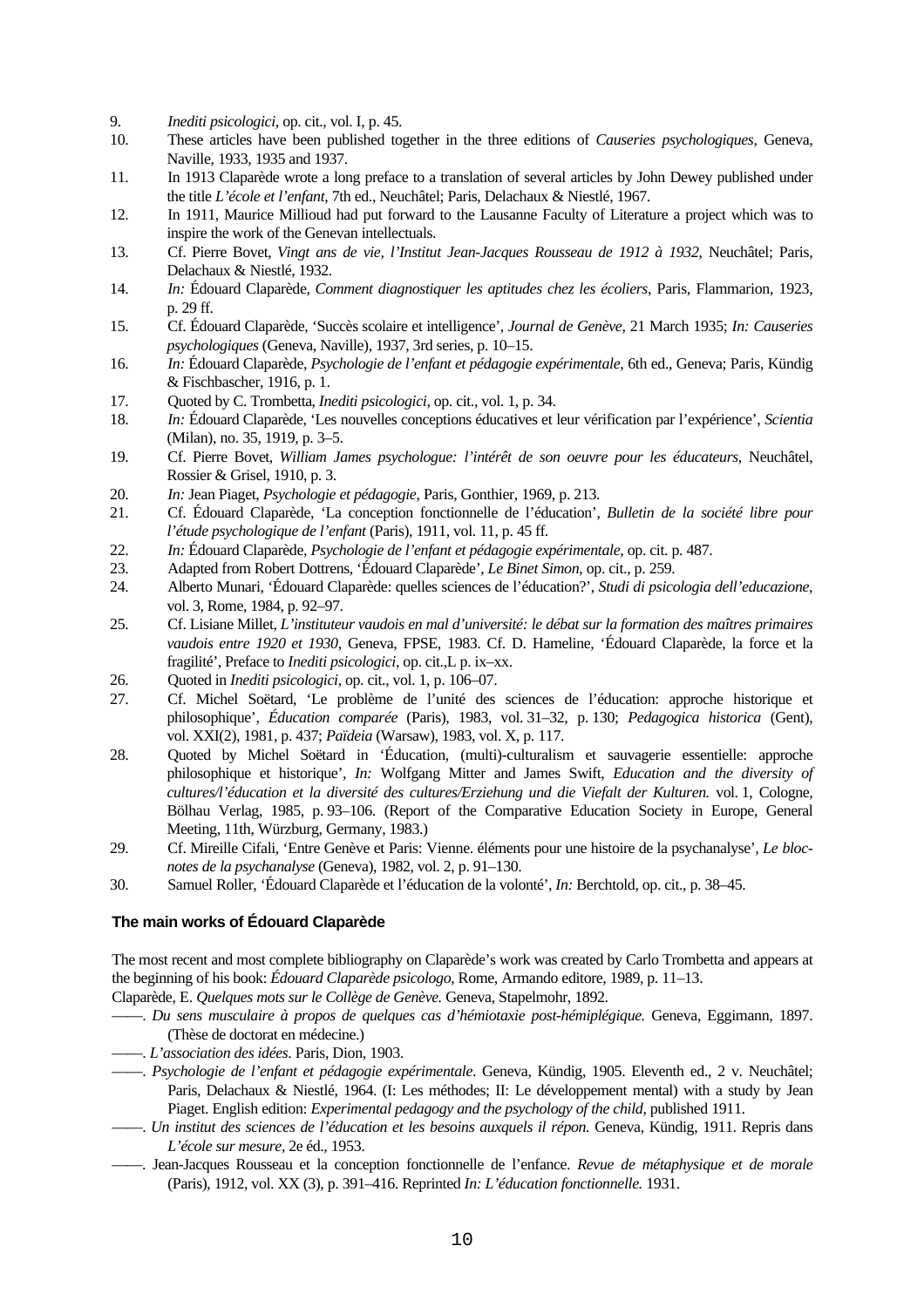9. *Inediti psicologici*, op. cit., vol. I, p. 45.
10. These articles have been published together in the three editions of *Causeries psychologiques*, Geneva, Naville, 1933, 1935 and 1937.
11. In 1913 Claparède wrote a long preface to a translation of several articles by John Dewey published under the title *L'école et l'enfant*, 7th ed., Neuchâtel; Paris, Delachaux & Niestlé, 1967.
12. In 1911, Maurice Millioud had put forward to the Lausanne Faculty of Literature a project which was to inspire the work of the Genevan intellectuals.
13. Cf. Pierre Bovet, *Vingt ans de vie, l'Institut Jean-Jacques Rousseau de 1912 à 1932*, Neuchâtel; Paris, Delachaux & Niestlé, 1932.
14. *In:* Édouard Claparède, *Comment diagnostiquer les aptitudes chez les écoliers*, Paris, Flammarion, 1923, p. 29 ff.
15. Cf. Édouard Claparède, 'Succès scolaire et intelligence', *Journal de Genève*, 21 March 1935; *In: Causeries psychologiques* (Geneva, Naville), 1937, 3rd series, p. 10–15.
16. *In:* Édouard Claparède, *Psychologie de l'enfant et pédagogie expérimentale*, 6th ed., Geneva; Paris, Kündig & Fischbascher, 1916, p. 1.
17. Quoted by C. Trombetta, *Inediti psicologici*, op. cit., vol. 1, p. 34.
18. *In:* Édouard Claparède, 'Les nouvelles conceptions éducatives et leur vérification par l'expérience', *Scientia* (Milan), no. 35, 1919, p. 3–5.
19. Cf. Pierre Bovet, *William James psychologue: l'intérêt de son oeuvre pour les éducateurs*, Neuchâtel, Rossier & Grisel, 1910, p. 3.
20. *In:* Jean Piaget, *Psychologie et pédagogie*, Paris, Gonthier, 1969, p. 213.
21. Cf. Édouard Claparède, 'La conception fonctionnelle de l'éducation', *Bulletin de la société libre pour l'étude psychologique de l'enfant* (Paris), 1911, vol. 11, p. 45 ff.
22. *In:* Édouard Claparède, *Psychologie de l'enfant et pédagogie expérimentale*, op. cit. p. 487.
23. Adapted from Robert Dottrens, 'Édouard Claparède', *Le Binet Simon*, op. cit., p. 259.
24. Alberto Munari, 'Édouard Claparède: quelles sciences de l'éducation?', *Studi di psicologia dell'educazione*, vol. 3, Rome, 1984, p. 92–97.
25. Cf. Lisiane Millet, *L'instituteur vaudois en mal d'université: le débat sur la formation des maîtres primaires vaudois entre 1920 et 1930*, Geneva, FPSE, 1983. Cf. D. Hameline, 'Édouard Claparède, la force et la fragilité', Preface to *Inediti psicologici*, op. cit.,L p. ix–xx.
26. Quoted in *Inediti psicologici*, op. cit., vol. 1, p. 106–07.
27. Cf. Michel Soëtard, 'Le problème de l'unité des sciences de l'éducation: approche historique et philosophique', *Éducation comparée* (Paris), 1983, vol. 31–32, p. 130; *Pedagogica historica* (Gent), vol. XXI(2), 1981, p. 437; *Païdeia* (Warsaw), 1983, vol. X, p. 117.
28. Quoted by Michel Soëtard in 'Éducation, (multi)-culturalism et sauvagerie essentielle: approche philosophique et historique', *In:* Wolfgang Mitter and James Swift, *Education and the diversity of cultures/l'éducation et la diversité des cultures/Erziehung und die Viefalt der Kulturen.* vol. 1, Cologne, Bölhau Verlag, 1985, p. 93–106. (Report of the Comparative Education Society in Europe, General Meeting, 11th, Würzburg, Germany, 1983.)
29. Cf. Mireille Cifali, 'Entre Genève et Paris: Vienne. éléments pour une histoire de la psychanalyse', *Le bloc-notes de la psychanalyse* (Geneva), 1982, vol. 2, p. 91–130.
30. Samuel Roller, 'Édouard Claparède et l'éducation de la volonté', *In:* Berchtold, op. cit., p. 38–45.

### The main works of Édouard Claparède

The most recent and most complete bibliography on Claparède's work was created by Carlo Trombetta and appears at the beginning of his book: *Édouard Claparède psicologo*, Rome, Armando editore, 1989, p. 11–13.

Claparède, E. *Quelques mots sur le Collège de Genève.* Geneva, Stapelmohr, 1892.

——. *Du sens musculaire à propos de quelques cas d'hémiotaxie post-hémiplégique.* Geneva, Eggimann, 1897. (Thèse de doctorat en médecine.)

——. *L'association des idées*. Paris, Dion, 1903.

——. *Psychologie de l'enfant et pédagogie expérimentale*. Geneva, Kündig, 1905. Eleventh ed., 2 v. Neuchâtel; Paris, Delachaux & Niestlé, 1964. (I: Les méthodes; II: Le développement mental) with a study by Jean Piaget. English edition: *Experimental pedagogy and the psychology of the child*, published 1911.

——. *Un institut des sciences de l'éducation et les besoins auxquels il répon.* Geneva, Kündig, 1911. Repris dans *L'école sur mesure*, 2e éd., 1953.

——. Jean-Jacques Rousseau et la conception fonctionnelle de l'enfance. *Revue de métaphysique et de morale* (Paris), 1912, vol. XX (3), p. 391–416. Reprinted *In: L'éducation fonctionnelle.* 1931.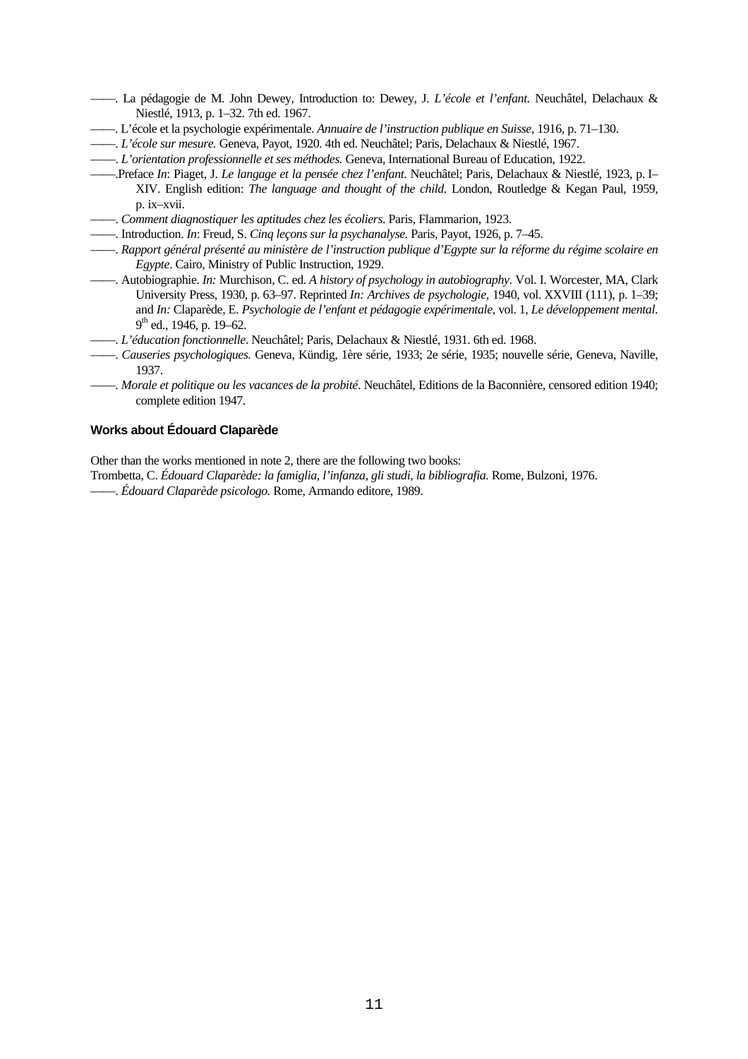——. La pédagogie de M. John Dewey, Introduction to: Dewey, J. *L'école et l'enfant.* Neuchâtel, Delachaux & Niestlé, 1913, p. 1–32. 7th ed. 1967.

——. L'école et la psychologie expérimentale. *Annuaire de l'instruction publique en Suisse*, 1916, p. 71–130.

——. *L'école sur mesure.* Geneva, Payot, 1920. 4th ed. Neuchâtel; Paris, Delachaux & Niestlé, 1967.

——. *L'orientation professionnelle et ses méthodes.* Geneva, International Bureau of Education, 1922.

——.Preface *In*: Piaget, J. *Le langage et la pensée chez l'enfant*. Neuchâtel; Paris, Delachaux & Niestlé, 1923, p. I–XIV. English edition: *The language and thought of the child.* London, Routledge & Kegan Paul, 1959, p. ix–xvii.

——. *Comment diagnostiquer les aptitudes chez les écoliers.* Paris, Flammarion, 1923.

——. Introduction. *In*: Freud, S. *Cinq leçons sur la psychanalyse.* Paris, Payot, 1926, p. 7–45.

——. *Rapport général présenté au ministère de l'instruction publique d'Egypte sur la réforme du régime scolaire en Egypte*. Cairo, Ministry of Public Instruction, 1929.

——. Autobiographie. *In:* Murchison, C. ed. *A history of psychology in autobiography*. Vol. I. Worcester, MA, Clark University Press, 1930, p. 63–97. Reprinted *In: Archives de psychologie*, 1940, vol. XXVIII (111), p. 1–39; and *In:* Claparède, E. *Psychologie de l'enfant et pédagogie expérimentale*, vol. 1, *Le développement mental.* 9th ed., 1946, p. 19–62.

——. *L'éducation fonctionnelle*. Neuchâtel; Paris, Delachaux & Niestlé, 1931. 6th ed. 1968.

——. *Causeries psychologiques.* Geneva, Kündig, 1ère série, 1933; 2e série, 1935; nouvelle série, Geneva, Naville, 1937.

——. *Morale et politique ou les vacances de la probité*. Neuchâtel, Editions de la Baconnière, censored edition 1940; complete edition 1947.

**Works about Édouard Claparède**

Other than the works mentioned in note 2, there are the following two books:

Trombetta, C. *Édouard Claparède: la famiglia, l'infanza, gli studi, la bibliografia.* Rome, Bulzoni, 1976.

——. *Édouard Claparède psicologo.* Rome, Armando editore, 1989.